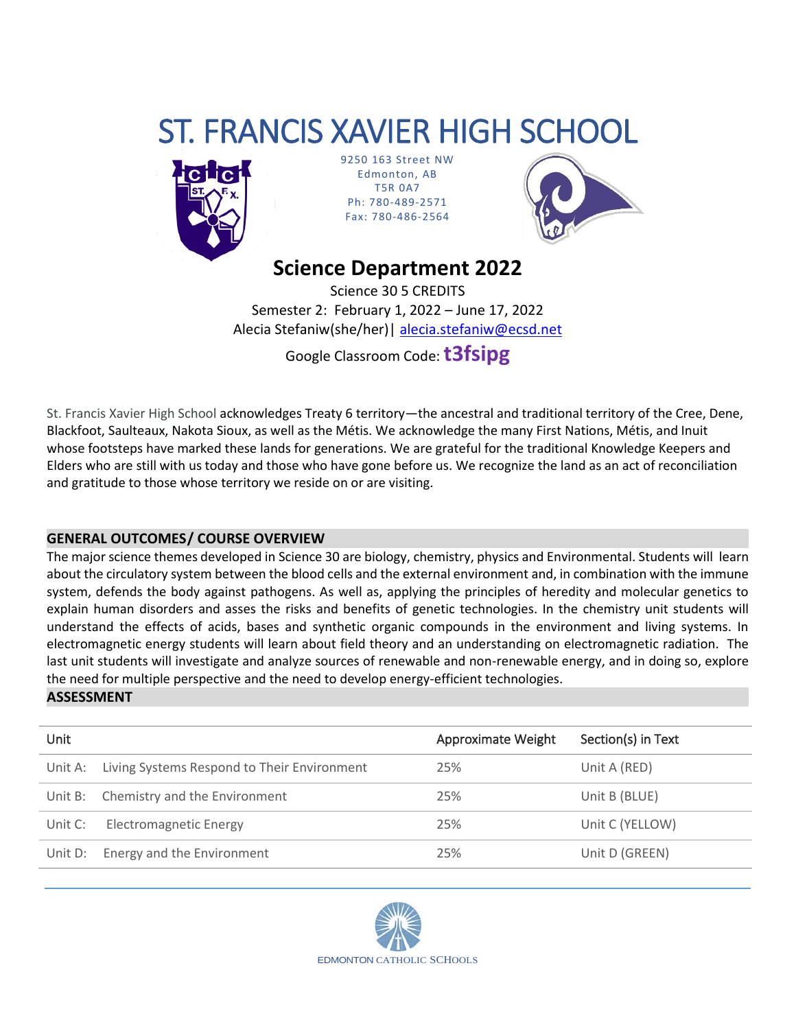# ST. FRANCIS XAVIER HIGH SCHOOL

9250 163 Street NW
Edmonton, AB
T5R 0A7
Ph: 780-489-2571
Fax: 780-486-2564

## Science Department 2022

Science 30 5 CREDITS
Semester 2: February 1, 2022 – June 17, 2022
Alecia Stefaniw(she/her)| alecia.stefaniw@ecsd.net

Google Classroom Code: **t3fsipg**

St. Francis Xavier High School acknowledges Treaty 6 territory—the ancestral and traditional territory of the Cree, Dene, Blackfoot, Saulteaux, Nakota Sioux, as well as the Métis. We acknowledge the many First Nations, Métis, and Inuit whose footsteps have marked these lands for generations. We are grateful for the traditional Knowledge Keepers and Elders who are still with us today and those who have gone before us. We recognize the land as an act of reconciliation and gratitude to those whose territory we reside on or are visiting.

### GENERAL OUTCOMES/ COURSE OVERVIEW

The major science themes developed in Science 30 are biology, chemistry, physics and Environmental. Students will learn about the circulatory system between the blood cells and the external environment and, in combination with the immune system, defends the body against pathogens. As well as, applying the principles of heredity and molecular genetics to explain human disorders and asses the risks and benefits of genetic technologies. In the chemistry unit students will understand the effects of acids, bases and synthetic organic compounds in the environment and living systems. In electromagnetic energy students will learn about field theory and an understanding on electromagnetic radiation. The last unit students will investigate and analyze sources of renewable and non-renewable energy, and in doing so, explore the need for multiple perspective and the need to develop energy-efficient technologies.

### ASSESSMENT

| Unit | | Approximate Weight | Section(s) in Text |
|---|---|---|---|
| Unit A: | Living Systems Respond to Their Environment | 25% | Unit A (RED) |
| Unit B: | Chemistry and the Environment | 25% | Unit B (BLUE) |
| Unit C: | Electromagnetic Energy | 25% | Unit C (YELLOW) |
| Unit D: | Energy and the Environment | 25% | Unit D (GREEN) |

EDMONTON CATHOLIC SCHOOLS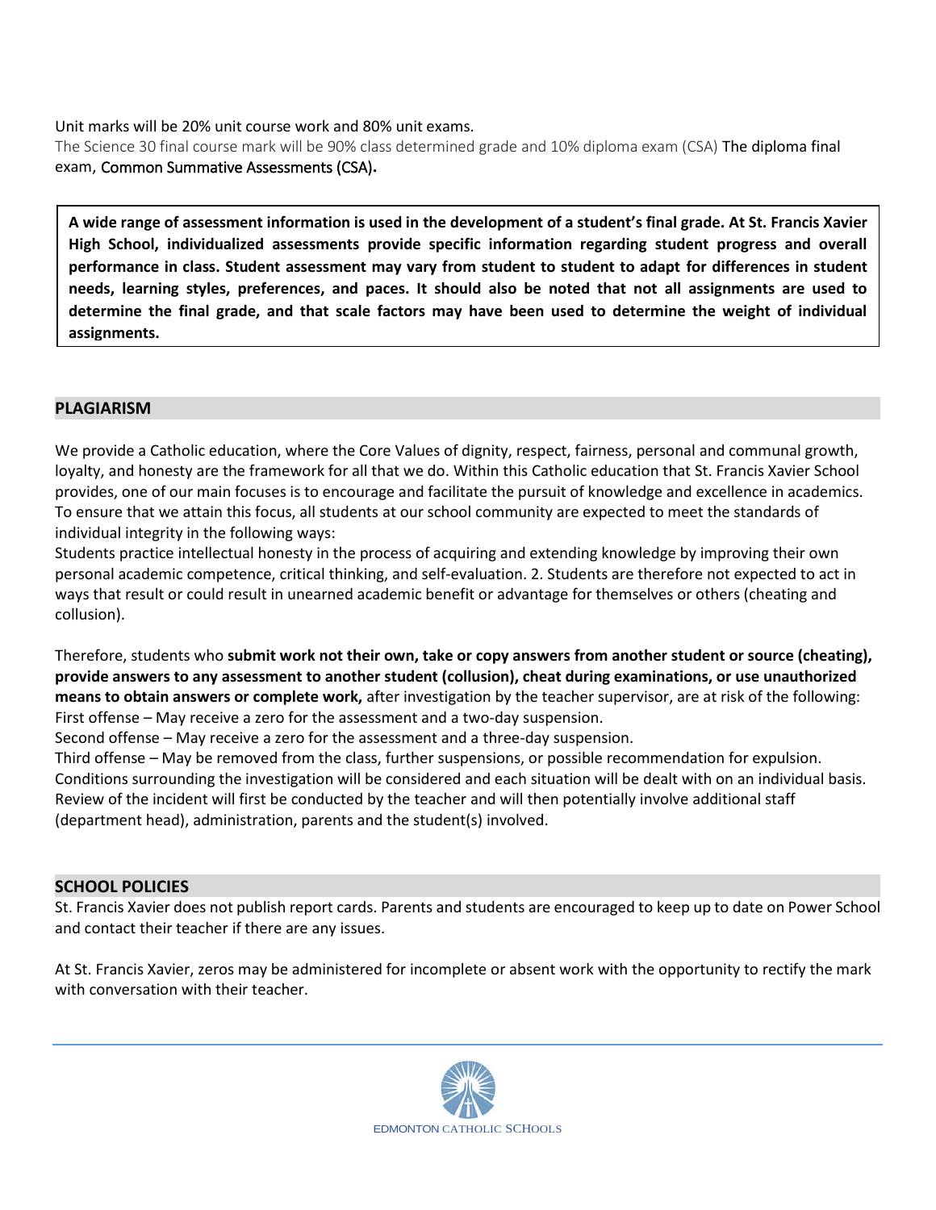Unit marks will be 20% unit course work and 80% unit exams.

The Science 30 final course mark will be 90% class determined grade and 10% diploma exam (CSA) The diploma final exam, Common Summative Assessments (CSA).

**A wide range of assessment information is used in the development of a student's final grade. At St. Francis Xavier High School, individualized assessments provide specific information regarding student progress and overall performance in class. Student assessment may vary from student to student to adapt for differences in student needs, learning styles, preferences, and paces. It should also be noted that not all assignments are used to determine the final grade, and that scale factors may have been used to determine the weight of individual assignments.**

## PLAGIARISM

We provide a Catholic education, where the Core Values of dignity, respect, fairness, personal and communal growth, loyalty, and honesty are the framework for all that we do. Within this Catholic education that St. Francis Xavier School provides, one of our main focuses is to encourage and facilitate the pursuit of knowledge and excellence in academics. To ensure that we attain this focus, all students at our school community are expected to meet the standards of individual integrity in the following ways:

Students practice intellectual honesty in the process of acquiring and extending knowledge by improving their own personal academic competence, critical thinking, and self-evaluation. 2. Students are therefore not expected to act in ways that result or could result in unearned academic benefit or advantage for themselves or others (cheating and collusion).

Therefore, students who **submit work not their own, take or copy answers from another student or source (cheating), provide answers to any assessment to another student (collusion), cheat during examinations, or use unauthorized means to obtain answers or complete work,** after investigation by the teacher supervisor, are at risk of the following:

First offense – May receive a zero for the assessment and a two-day suspension.

Second offense – May receive a zero for the assessment and a three-day suspension.

Third offense – May be removed from the class, further suspensions, or possible recommendation for expulsion.

Conditions surrounding the investigation will be considered and each situation will be dealt with on an individual basis. Review of the incident will first be conducted by the teacher and will then potentially involve additional staff (department head), administration, parents and the student(s) involved.

## SCHOOL POLICIES

St. Francis Xavier does not publish report cards. Parents and students are encouraged to keep up to date on Power School and contact their teacher if there are any issues.

At St. Francis Xavier, zeros may be administered for incomplete or absent work with the opportunity to rectify the mark with conversation with their teacher.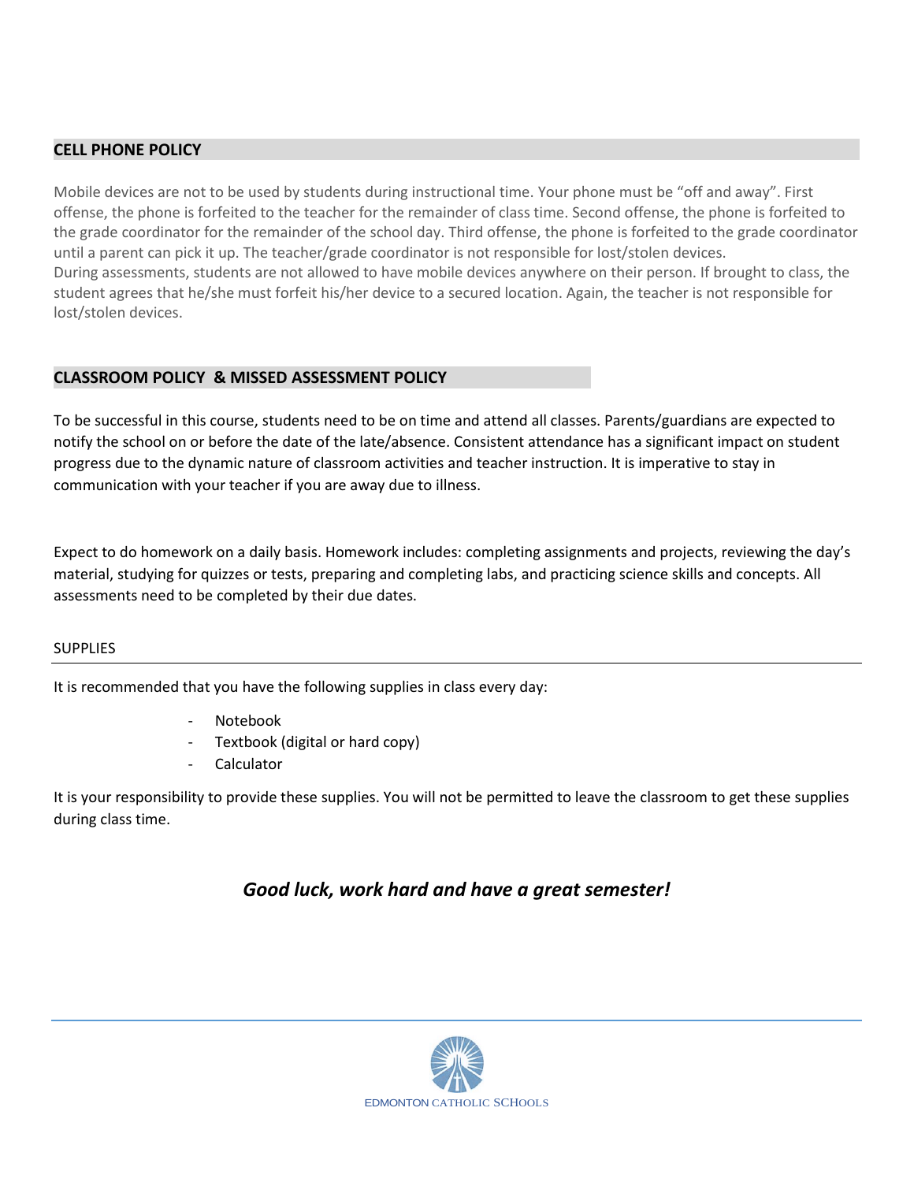## CELL PHONE POLICY

Mobile devices are not to be used by students during instructional time. Your phone must be "off and away". First offense, the phone is forfeited to the teacher for the remainder of class time. Second offense, the phone is forfeited to the grade coordinator for the remainder of the school day. Third offense, the phone is forfeited to the grade coordinator until a parent can pick it up. The teacher/grade coordinator is not responsible for lost/stolen devices.
During assessments, students are not allowed to have mobile devices anywhere on their person. If brought to class, the student agrees that he/she must forfeit his/her device to a secured location. Again, the teacher is not responsible for lost/stolen devices.

## CLASSROOM POLICY & MISSED ASSESSMENT POLICY

To be successful in this course, students need to be on time and attend all classes. Parents/guardians are expected to notify the school on or before the date of the late/absence. Consistent attendance has a significant impact on student progress due to the dynamic nature of classroom activities and teacher instruction. It is imperative to stay in communication with your teacher if you are away due to illness.

Expect to do homework on a daily basis. Homework includes: completing assignments and projects, reviewing the day's material, studying for quizzes or tests, preparing and completing labs, and practicing science skills and concepts. All assessments need to be completed by their due dates.

### SUPPLIES

It is recommended that you have the following supplies in class every day:

- Notebook
- Textbook (digital or hard copy)
- Calculator

It is your responsibility to provide these supplies. You will not be permitted to leave the classroom to get these supplies during class time.

***Good luck, work hard and have a great semester!***

EDMONTON CATHOLIC SCHOOLS